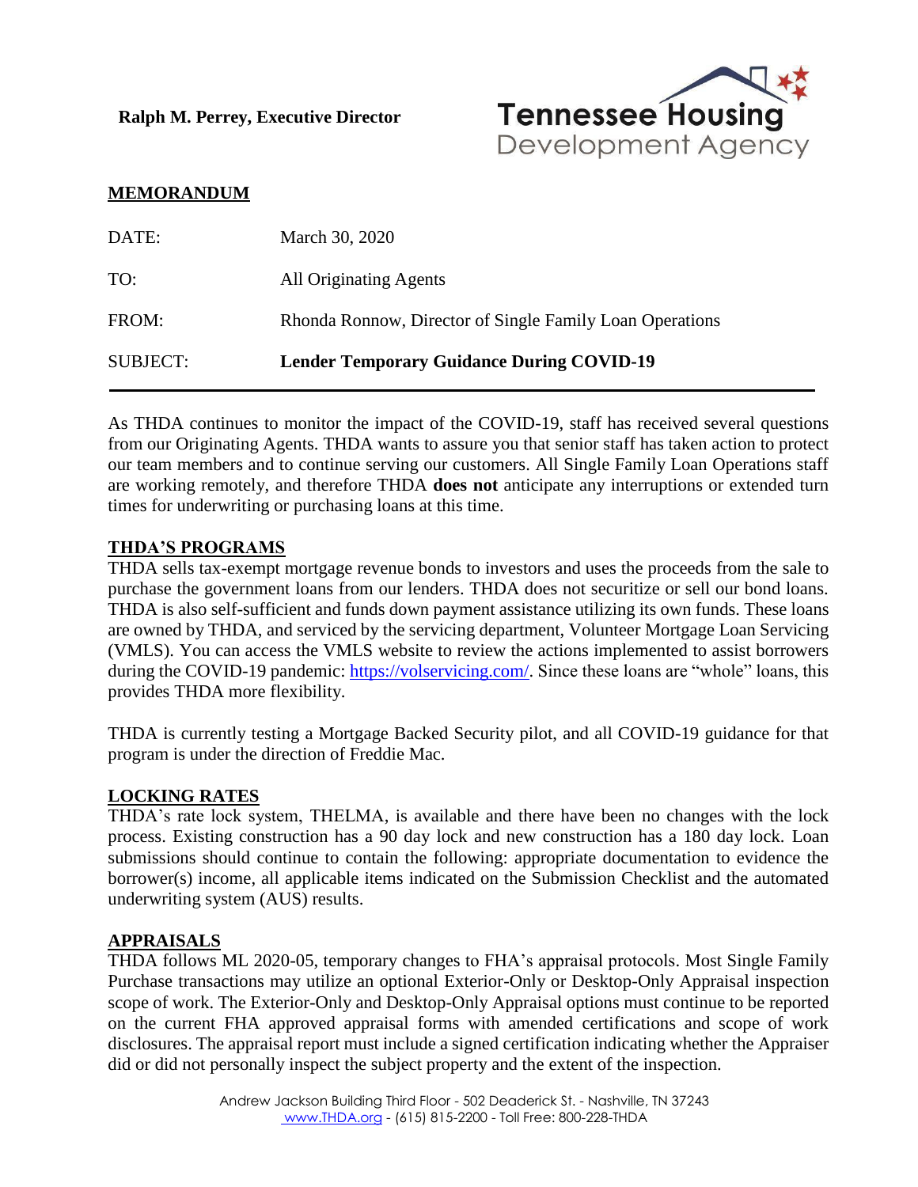**Ralph M. Perrey, Executive Director**

Tennessee Housing Development Agency

## MEMORANDUM

| | |
|---|---|
| DATE: | March 30, 2020 |
| TO: | All Originating Agents |
| FROM: | Rhonda Ronnow, Director of Single Family Loan Operations |
| SUBJECT: | **Lender Temporary Guidance During COVID-19** |

As THDA continues to monitor the impact of the COVID-19, staff has received several questions from our Originating Agents. THDA wants to assure you that senior staff has taken action to protect our team members and to continue serving our customers. All Single Family Loan Operations staff are working remotely, and therefore THDA **does not** anticipate any interruptions or extended turn times for underwriting or purchasing loans at this time.

## THDA'S PROGRAMS

THDA sells tax-exempt mortgage revenue bonds to investors and uses the proceeds from the sale to purchase the government loans from our lenders. THDA does not securitize or sell our bond loans. THDA is also self-sufficient and funds down payment assistance utilizing its own funds. These loans are owned by THDA, and serviced by the servicing department, Volunteer Mortgage Loan Servicing (VMLS). You can access the VMLS website to review the actions implemented to assist borrowers during the COVID-19 pandemic: https://volservicing.com/. Since these loans are "whole" loans, this provides THDA more flexibility.

THDA is currently testing a Mortgage Backed Security pilot, and all COVID-19 guidance for that program is under the direction of Freddie Mac.

## LOCKING RATES

THDA's rate lock system, THELMA, is available and there have been no changes with the lock process. Existing construction has a 90 day lock and new construction has a 180 day lock. Loan submissions should continue to contain the following: appropriate documentation to evidence the borrower(s) income, all applicable items indicated on the Submission Checklist and the automated underwriting system (AUS) results.

## APPRAISALS

THDA follows ML 2020-05, temporary changes to FHA's appraisal protocols. Most Single Family Purchase transactions may utilize an optional Exterior-Only or Desktop-Only Appraisal inspection scope of work. The Exterior-Only and Desktop-Only Appraisal options must continue to be reported on the current FHA approved appraisal forms with amended certifications and scope of work disclosures. The appraisal report must include a signed certification indicating whether the Appraiser did or did not personally inspect the subject property and the extent of the inspection.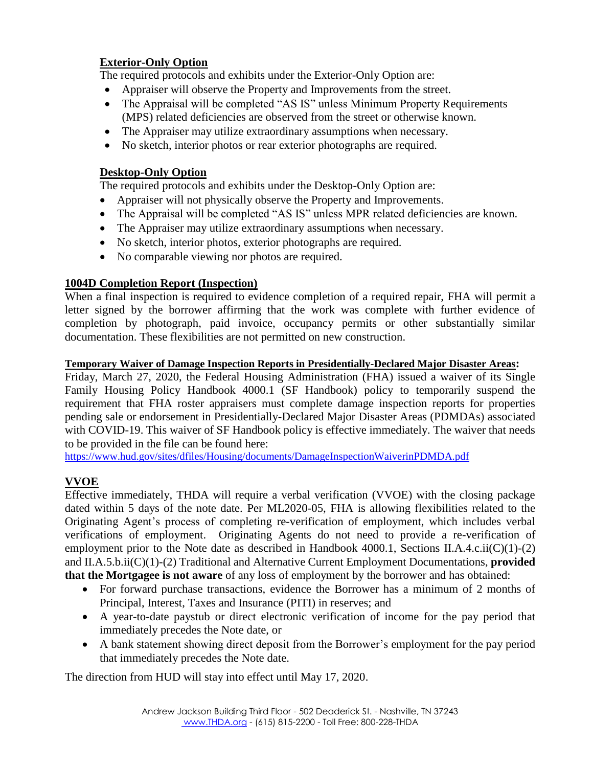### Exterior-Only Option

The required protocols and exhibits under the Exterior-Only Option are:

- Appraiser will observe the Property and Improvements from the street.
- The Appraisal will be completed "AS IS" unless Minimum Property Requirements (MPS) related deficiencies are observed from the street or otherwise known.
- The Appraiser may utilize extraordinary assumptions when necessary.
- No sketch, interior photos or rear exterior photographs are required.

### Desktop-Only Option

The required protocols and exhibits under the Desktop-Only Option are:

- Appraiser will not physically observe the Property and Improvements.
- The Appraisal will be completed "AS IS" unless MPR related deficiencies are known.
- The Appraiser may utilize extraordinary assumptions when necessary.
- No sketch, interior photos, exterior photographs are required.
- No comparable viewing nor photos are required.

## 1004D Completion Report (Inspection)

When a final inspection is required to evidence completion of a required repair, FHA will permit a letter signed by the borrower affirming that the work was complete with further evidence of completion by photograph, paid invoice, occupancy permits or other substantially similar documentation. These flexibilities are not permitted on new construction.

**Temporary Waiver of Damage Inspection Reports in Presidentially-Declared Major Disaster Areas:**
Friday, March 27, 2020, the Federal Housing Administration (FHA) issued a waiver of its Single Family Housing Policy Handbook 4000.1 (SF Handbook) policy to temporarily suspend the requirement that FHA roster appraisers must complete damage inspection reports for properties pending sale or endorsement in Presidentially-Declared Major Disaster Areas (PDMDAs) associated with COVID-19. This waiver of SF Handbook policy is effective immediately. The waiver that needs to be provided in the file can be found here:
https://www.hud.gov/sites/dfiles/Housing/documents/DamageInspectionWaiverinPDMDA.pdf

## VVOE

Effective immediately, THDA will require a verbal verification (VVOE) with the closing package dated within 5 days of the note date. Per ML2020-05, FHA is allowing flexibilities related to the Originating Agent's process of completing re-verification of employment, which includes verbal verifications of employment. Originating Agents do not need to provide a re-verification of employment prior to the Note date as described in Handbook 4000.1, Sections II.A.4.c.ii(C)(1)-(2) and II.A.5.b.ii(C)(1)-(2) Traditional and Alternative Current Employment Documentations, **provided that the Mortgagee is not aware** of any loss of employment by the borrower and has obtained:

- For forward purchase transactions, evidence the Borrower has a minimum of 2 months of Principal, Interest, Taxes and Insurance (PITI) in reserves; and
- A year-to-date paystub or direct electronic verification of income for the pay period that immediately precedes the Note date, or
- A bank statement showing direct deposit from the Borrower's employment for the pay period that immediately precedes the Note date.

The direction from HUD will stay into effect until May 17, 2020.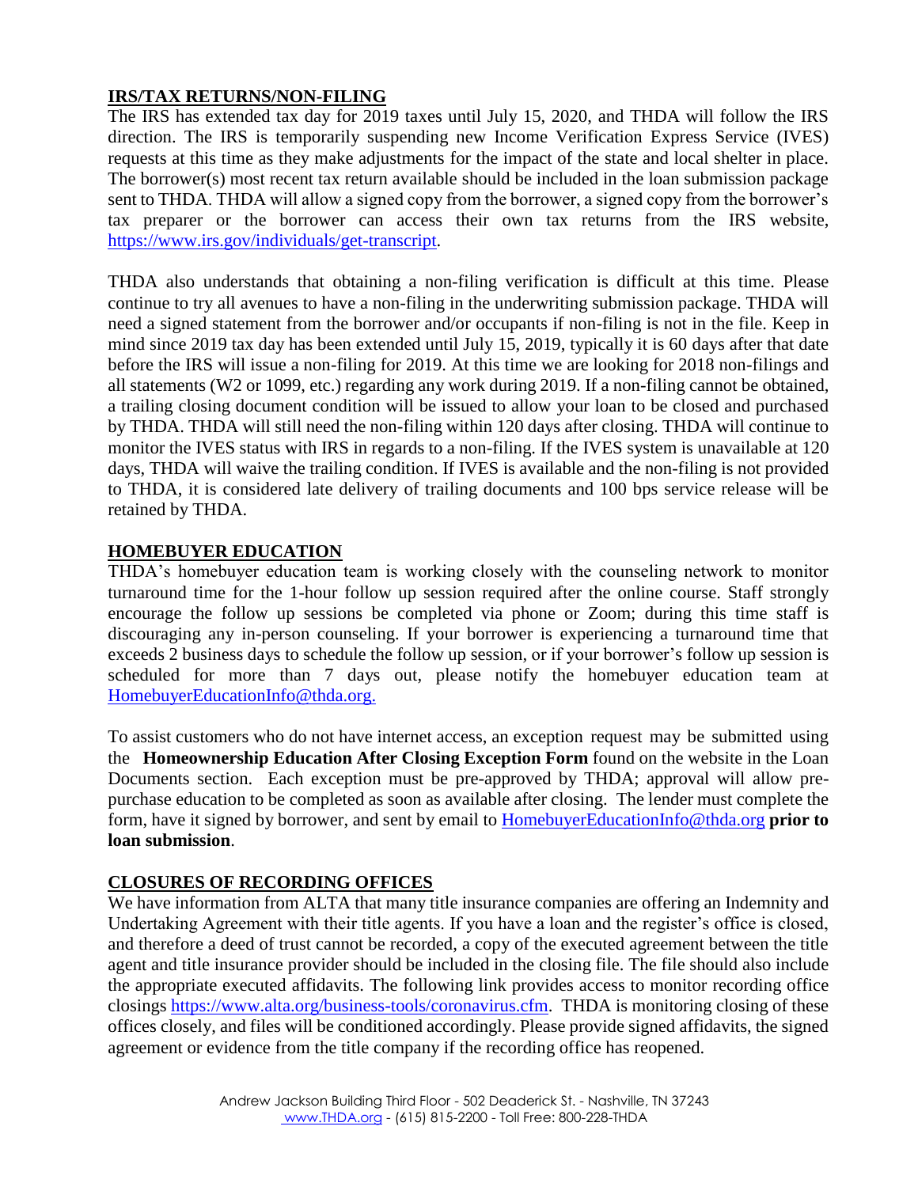## IRS/TAX RETURNS/NON-FILING

The IRS has extended tax day for 2019 taxes until July 15, 2020, and THDA will follow the IRS direction. The IRS is temporarily suspending new Income Verification Express Service (IVES) requests at this time as they make adjustments for the impact of the state and local shelter in place. The borrower(s) most recent tax return available should be included in the loan submission package sent to THDA. THDA will allow a signed copy from the borrower, a signed copy from the borrower's tax preparer or the borrower can access their own tax returns from the IRS website, https://www.irs.gov/individuals/get-transcript.

THDA also understands that obtaining a non-filing verification is difficult at this time. Please continue to try all avenues to have a non-filing in the underwriting submission package. THDA will need a signed statement from the borrower and/or occupants if non-filing is not in the file. Keep in mind since 2019 tax day has been extended until July 15, 2019, typically it is 60 days after that date before the IRS will issue a non-filing for 2019. At this time we are looking for 2018 non-filings and all statements (W2 or 1099, etc.) regarding any work during 2019. If a non-filing cannot be obtained, a trailing closing document condition will be issued to allow your loan to be closed and purchased by THDA. THDA will still need the non-filing within 120 days after closing. THDA will continue to monitor the IVES status with IRS in regards to a non-filing. If the IVES system is unavailable at 120 days, THDA will waive the trailing condition. If IVES is available and the non-filing is not provided to THDA, it is considered late delivery of trailing documents and 100 bps service release will be retained by THDA.

## HOMEBUYER EDUCATION

THDA's homebuyer education team is working closely with the counseling network to monitor turnaround time for the 1-hour follow up session required after the online course. Staff strongly encourage the follow up sessions be completed via phone or Zoom; during this time staff is discouraging any in-person counseling. If your borrower is experiencing a turnaround time that exceeds 2 business days to schedule the follow up session, or if your borrower's follow up session is scheduled for more than 7 days out, please notify the homebuyer education team at HomebuyerEducationInfo@thda.org.

To assist customers who do not have internet access, an exception request may be submitted using the **Homeownership Education After Closing Exception Form** found on the website in the Loan Documents section. Each exception must be pre-approved by THDA; approval will allow pre-purchase education to be completed as soon as available after closing. The lender must complete the form, have it signed by borrower, and sent by email to HomebuyerEducationInfo@thda.org **prior to loan submission**.

## CLOSURES OF RECORDING OFFICES

We have information from ALTA that many title insurance companies are offering an Indemnity and Undertaking Agreement with their title agents. If you have a loan and the register's office is closed, and therefore a deed of trust cannot be recorded, a copy of the executed agreement between the title agent and title insurance provider should be included in the closing file. The file should also include the appropriate executed affidavits. The following link provides access to monitor recording office closings https://www.alta.org/business-tools/coronavirus.cfm. THDA is monitoring closing of these offices closely, and files will be conditioned accordingly. Please provide signed affidavits, the signed agreement or evidence from the title company if the recording office has reopened.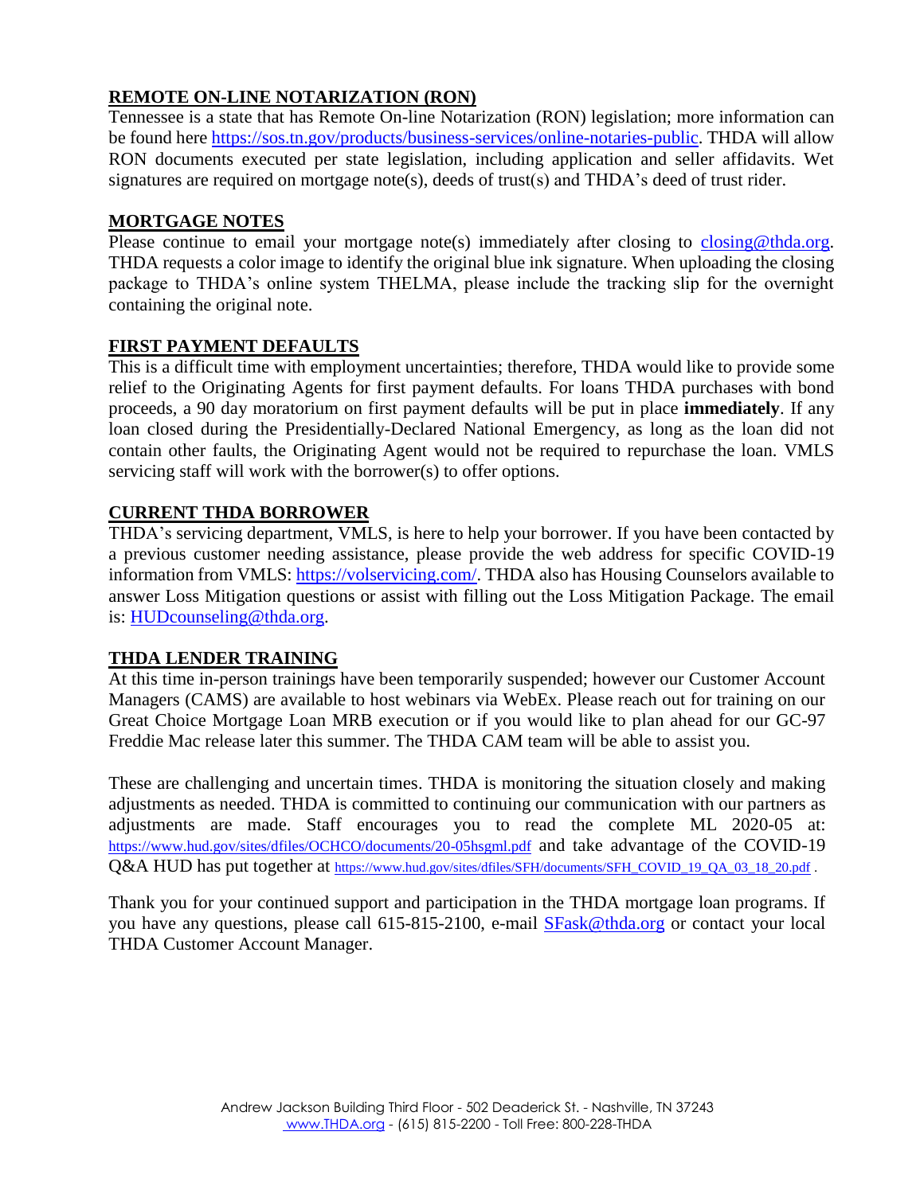## REMOTE ON-LINE NOTARIZATION (RON)

Tennessee is a state that has Remote On-line Notarization (RON) legislation; more information can be found here https://sos.tn.gov/products/business-services/online-notaries-public. THDA will allow RON documents executed per state legislation, including application and seller affidavits. Wet signatures are required on mortgage note(s), deeds of trust(s) and THDA's deed of trust rider.

## MORTGAGE NOTES

Please continue to email your mortgage note(s) immediately after closing to closing@thda.org. THDA requests a color image to identify the original blue ink signature. When uploading the closing package to THDA's online system THELMA, please include the tracking slip for the overnight containing the original note.

## FIRST PAYMENT DEFAULTS

This is a difficult time with employment uncertainties; therefore, THDA would like to provide some relief to the Originating Agents for first payment defaults. For loans THDA purchases with bond proceeds, a 90 day moratorium on first payment defaults will be put in place **immediately**. If any loan closed during the Presidentially-Declared National Emergency, as long as the loan did not contain other faults, the Originating Agent would not be required to repurchase the loan. VMLS servicing staff will work with the borrower(s) to offer options.

## CURRENT THDA BORROWER

THDA's servicing department, VMLS, is here to help your borrower. If you have been contacted by a previous customer needing assistance, please provide the web address for specific COVID-19 information from VMLS: https://volservicing.com/. THDA also has Housing Counselors available to answer Loss Mitigation questions or assist with filling out the Loss Mitigation Package. The email is: HUDcounseling@thda.org.

## THDA LENDER TRAINING

At this time in-person trainings have been temporarily suspended; however our Customer Account Managers (CAMS) are available to host webinars via WebEx. Please reach out for training on our Great Choice Mortgage Loan MRB execution or if you would like to plan ahead for our GC-97 Freddie Mac release later this summer. The THDA CAM team will be able to assist you.

These are challenging and uncertain times. THDA is monitoring the situation closely and making adjustments as needed. THDA is committed to continuing our communication with our partners as adjustments are made. Staff encourages you to read the complete ML 2020-05 at: https://www.hud.gov/sites/dfiles/OCHCO/documents/20-05hsgml.pdf and take advantage of the COVID-19 Q&A HUD has put together at https://www.hud.gov/sites/dfiles/SFH/documents/SFH_COVID_19_QA_03_18_20.pdf .

Thank you for your continued support and participation in the THDA mortgage loan programs. If you have any questions, please call 615-815-2100, e-mail SFask@thda.org or contact your local THDA Customer Account Manager.

Andrew Jackson Building Third Floor - 502 Deaderick St. - Nashville, TN 37243
www.THDA.org - (615) 815-2200 - Toll Free: 800-228-THDA